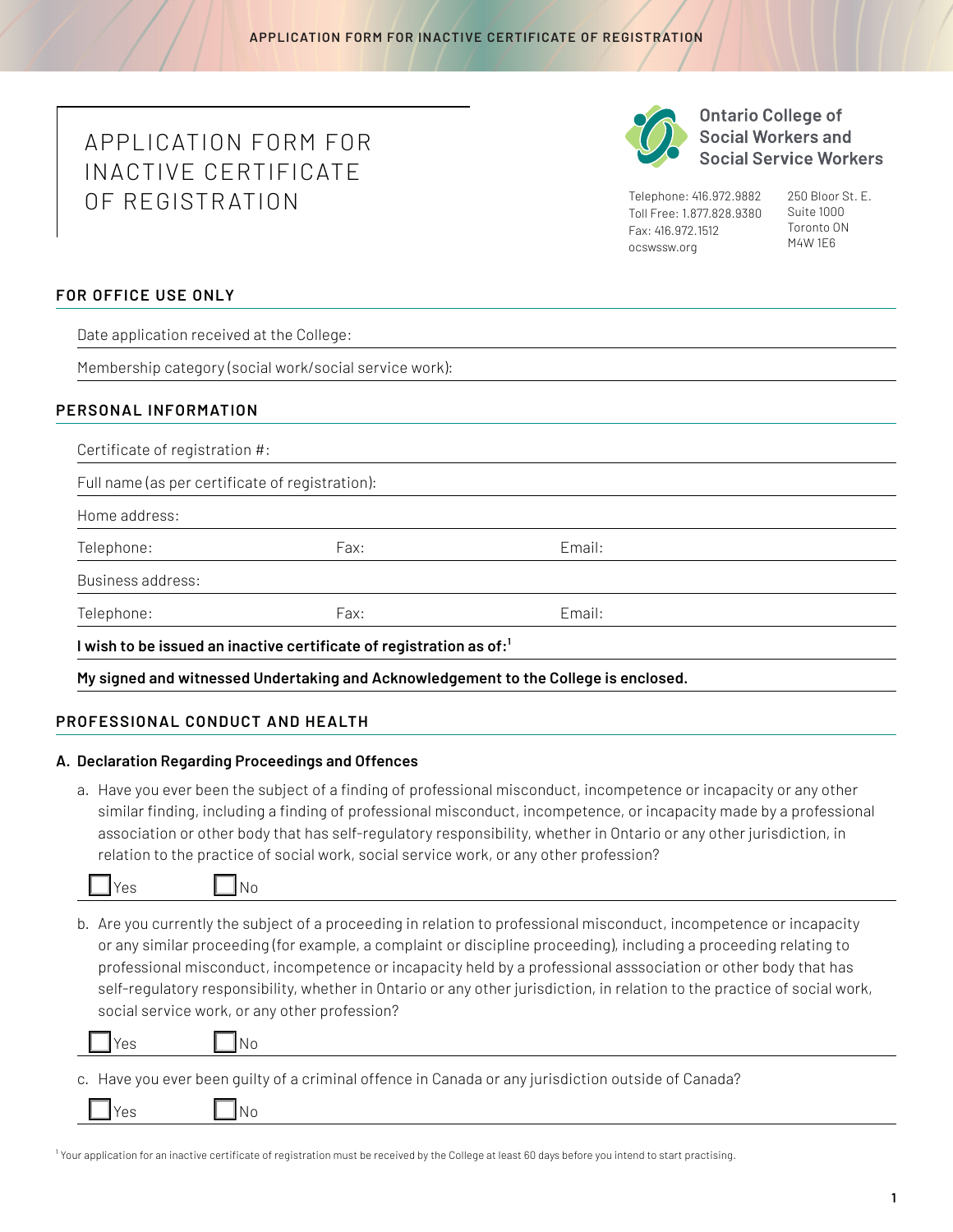# APPLICATION FORM FOR INACTIVE CERTIFICATE OF REGISTRATION

**Ontario College of Social Workers and Social Service Workers**

Telephone: 416.972.9882
Toll Free: 1.877.828.9380
Fax: 416.972.1512
ocswssw.org

250 Bloor St. E.
Suite 1000
Toronto ON
M4W 1E6

## FOR OFFICE USE ONLY

Date application received at the College:

Membership category (social work/social service work):

## PERSONAL INFORMATION

Certificate of registration #:

Full name (as per certificate of registration):

Home address:

Telephone: Fax: Email:

Business address:

Telephone: Fax: Email:

**I wish to be issued an inactive certificate of registration as of:[1]**

**My signed and witnessed Undertaking and Acknowledgement to the College is enclosed.**

## PROFESSIONAL CONDUCT AND HEALTH

### A. Declaration Regarding Proceedings and Offences

a. Have you ever been the subject of a finding of professional misconduct, incompetence or incapacity or any other similar finding, including a finding of professional misconduct, incompetence, or incapacity made by a professional association or other body that has self-regulatory responsibility, whether in Ontario or any other jurisdiction, in relation to the practice of social work, social service work, or any other profession?

☐ Yes ☐ No

b. Are you currently the subject of a proceeding in relation to professional misconduct, incompetence or incapacity or any similar proceeding (for example, a complaint or discipline proceeding), including a proceeding relating to professional misconduct, incompetence or incapacity held by a professional asssociation or other body that has self-regulatory responsibility, whether in Ontario or any other jurisdiction, in relation to the practice of social work, social service work, or any other profession?

☐ Yes ☐ No

c. Have you ever been guilty of a criminal offence in Canada or any jurisdiction outside of Canada?

☐ Yes ☐ No

[1] Your application for an inactive certificate of registration must be received by the College at least 60 days before you intend to start practising.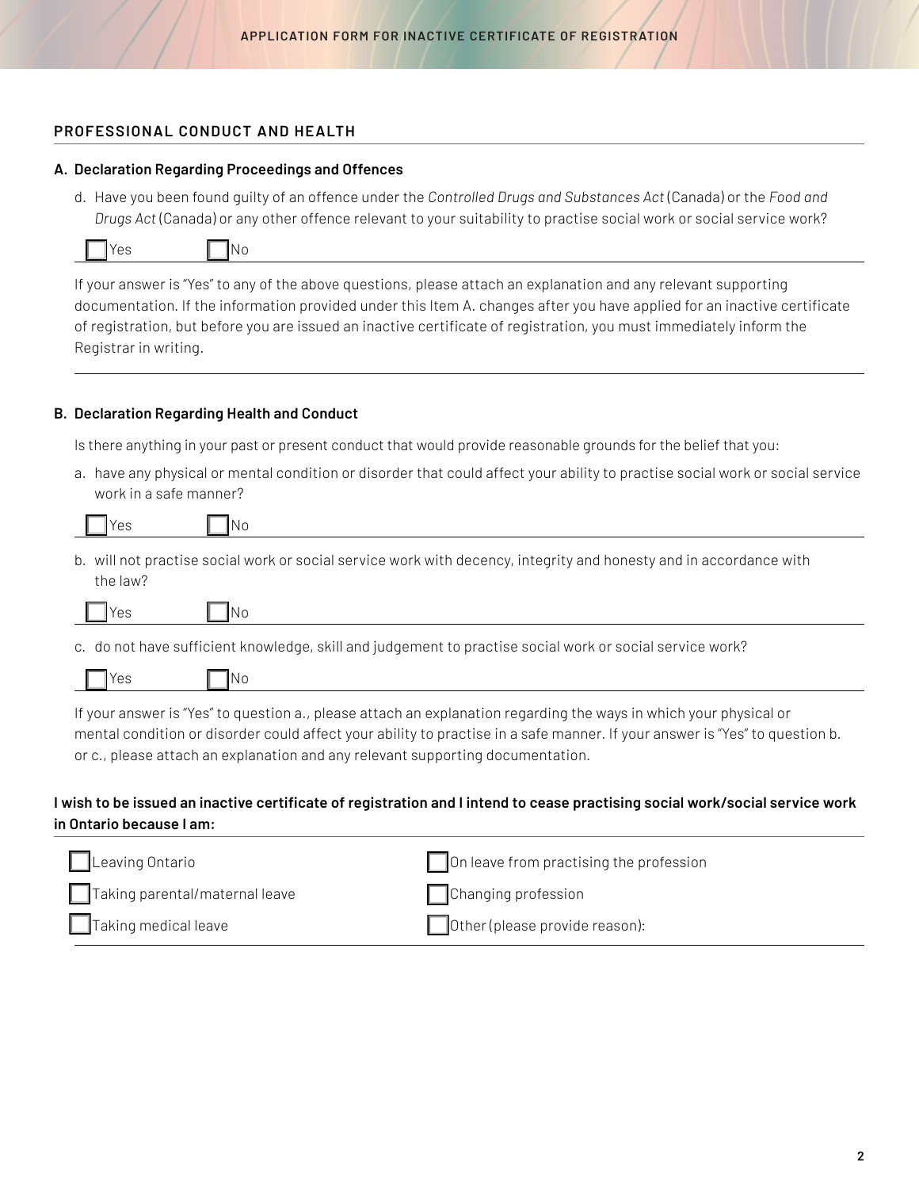## PROFESSIONAL CONDUCT AND HEALTH

### A. Declaration Regarding Proceedings and Offences

d. Have you been found guilty of an offence under the *Controlled Drugs and Substances Act* (Canada) or the *Food and Drugs Act* (Canada) or any other offence relevant to your suitability to practise social work or social service work?

☐ Yes ☐ No

If your answer is "Yes" to any of the above questions, please attach an explanation and any relevant supporting documentation. If the information provided under this Item A. changes after you have applied for an inactive certificate of registration, but before you are issued an inactive certificate of registration, you must immediately inform the Registrar in writing.

### B. Declaration Regarding Health and Conduct

Is there anything in your past or present conduct that would provide reasonable grounds for the belief that you:

a. have any physical or mental condition or disorder that could affect your ability to practise social work or social service work in a safe manner?

☐ Yes ☐ No

b. will not practise social work or social service work with decency, integrity and honesty and in accordance with the law?

☐ Yes ☐ No

c. do not have sufficient knowledge, skill and judgement to practise social work or social service work?

☐ Yes ☐ No

If your answer is "Yes" to question a., please attach an explanation regarding the ways in which your physical or mental condition or disorder could affect your ability to practise in a safe manner. If your answer is "Yes" to question b. or c., please attach an explanation and any relevant supporting documentation.

**I wish to be issued an inactive certificate of registration and I intend to cease practising social work/social service work in Ontario because I am:**

☐ Leaving Ontario

☐ Taking parental/maternal leave

☐ Taking medical leave

☐ On leave from practising the profession

☐ Changing profession

☐ Other (please provide reason):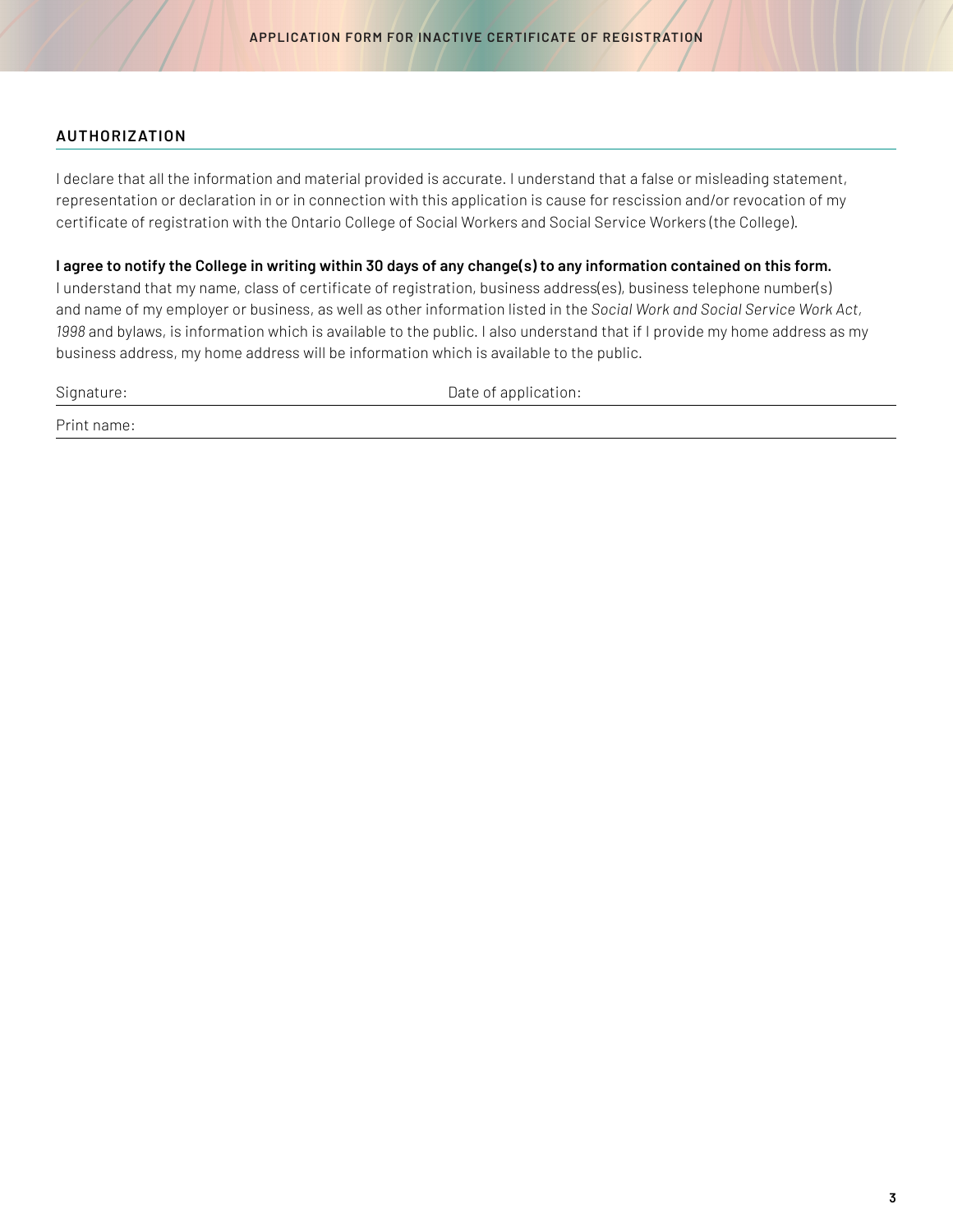## AUTHORIZATION

I declare that all the information and material provided is accurate. I understand that a false or misleading statement, representation or declaration in or in connection with this application is cause for rescission and/or revocation of my certificate of registration with the Ontario College of Social Workers and Social Service Workers (the College).

**I agree to notify the College in writing within 30 days of any change(s) to any information contained on this form.**
I understand that my name, class of certificate of registration, business address(es), business telephone number(s) and name of my employer or business, as well as other information listed in the *Social Work and Social Service Work Act, 1998* and bylaws, is information which is available to the public. I also understand that if I provide my home address as my business address, my home address will be information which is available to the public.

Signature: \_\_\_\_\_\_\_\_\_\_\_\_\_\_\_\_\_\_\_\_ Date of application: \_\_\_\_\_\_\_\_\_\_\_\_\_\_\_\_\_\_\_\_

Print name: \_\_\_\_\_\_\_\_\_\_\_\_\_\_\_\_\_\_\_\_